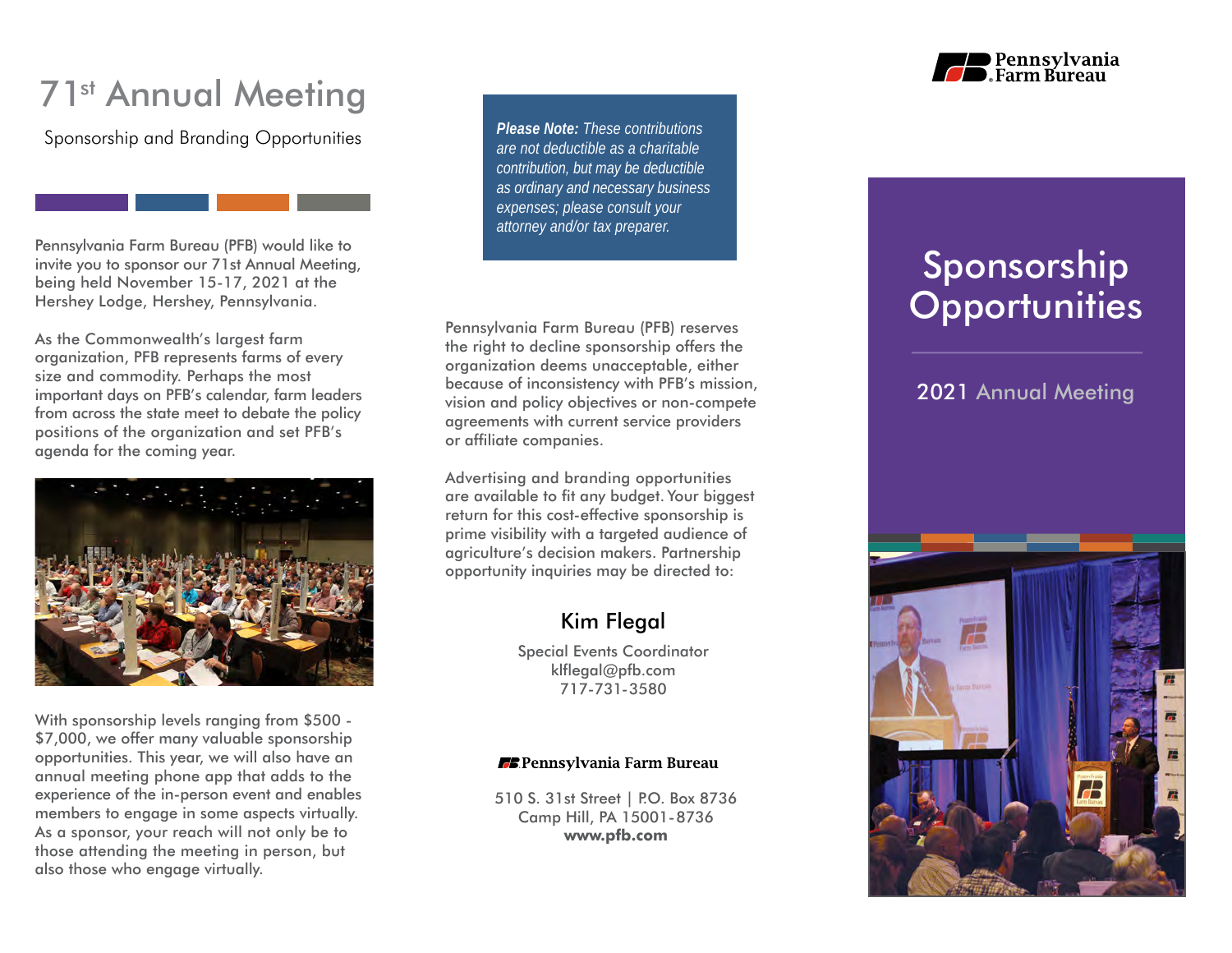# 71st Annual Meeting

Sponsorship and Branding Opportunities

Pennsylvania Farm Bureau (PFB) would like to invite you to sponsor our 71st Annual Meeting, being held November 15-17, 2021 at the Hershey Lodge, Hershey, Pennsylvania.

As the Commonwealth's largest farm organization, PFB represents farms of every size and commodity. Perhaps the most important days on PFB's calendar, farm leaders from across the state meet to debate the policy positions of the organization and set PFB's agenda for the coming year.

With sponsorship levels ranging from $500 - $7,000, we offer many valuable sponsorship opportunities. This year, we will also have an annual meeting phone app that adds to the experience of the in-person event and enables members to engage in some aspects virtually. As a sponsor, your reach will not only be to those attending the meeting in person, but also those who engage virtually.

***Please Note:*** *These contributions are not deductible as a charitable contribution, but may be deductible as ordinary and necessary business expenses; please consult your attorney and/or tax preparer.*

Pennsylvania Farm Bureau (PFB) reserves the right to decline sponsorship offers the organization deems unacceptable, either because of inconsistency with PFB's mission, vision and policy objectives or non-compete agreements with current service providers or affiliate companies.

Advertising and branding opportunities are available to fit any budget. Your biggest return for this cost-effective sponsorship is prime visibility with a targeted audience of agriculture's decision makers. Partnership opportunity inquiries may be directed to:

**Kim Flegal**

Special Events Coordinator
klflegal@pfb.com
717-731-3580

Pennsylvania Farm Bureau

510 S. 31st Street | P.O. Box 8736
Camp Hill, PA 15001-8736
**www.pfb.com**

Pennsylvania Farm Bureau

# Sponsorship Opportunities

## 2021 Annual Meeting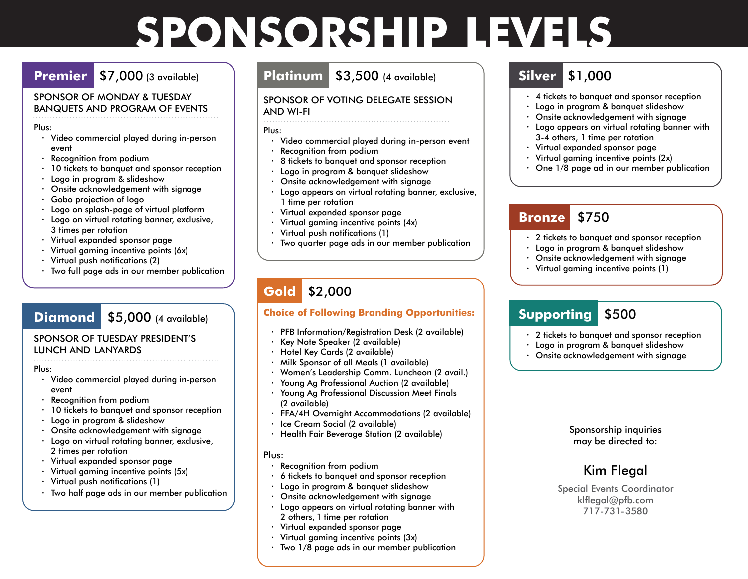# SPONSORSHIP LEVELS

## Premier $7,000 (3 available)

SPONSOR OF MONDAY & TUESDAY BANQUETS AND PROGRAM OF EVENTS

Plus:

- Video commercial played during in-person event
- Recognition from podium
- 10 tickets to banquet and sponsor reception
- Logo in program & slideshow
- Onsite acknowledgement with signage
- Gobo projection of logo
- Logo on splash-page of virtual platform
- Logo on virtual rotating banner, exclusive, 3 times per rotation
- Virtual expanded sponsor page
- Virtual gaming incentive points (6x)
- Virtual push notifications (2)
- Two full page ads in our member publication

## Diamond $5,000 (4 available)

SPONSOR OF TUESDAY PRESIDENT'S LUNCH AND LANYARDS

Plus:

- Video commercial played during in-person event
- Recognition from podium
- 10 tickets to banquet and sponsor reception
- Logo in program & slideshow
- Onsite acknowledgement with signage
- Logo on virtual rotating banner, exclusive, 2 times per rotation
- Virtual expanded sponsor page
- Virtual gaming incentive points (5x)
- Virtual push notifications (1)
- Two half page ads in our member publication

## Platinum $3,500 (4 available)

SPONSOR OF VOTING DELEGATE SESSION AND WI-FI

Plus:

- Video commercial played during in-person event
- Recognition from podium
- 8 tickets to banquet and sponsor reception
- Logo in program & banquet slideshow
- Onsite acknowledgement with signage
- Logo appears on virtual rotating banner, exclusive, 1 time per rotation
- Virtual expanded sponsor page
- Virtual gaming incentive points (4x)
- Virtual push notifications (1)
- Two quarter page ads in our member publication

## Gold $2,000

**Choice of Following Branding Opportunities:**

- PFB Information/Registration Desk (2 available)
- Key Note Speaker (2 available)
- Hotel Key Cards (2 available)
- Milk Sponsor of all Meals (1 available)
- Women's Leadership Comm. Luncheon (2 avail.)
- Young Ag Professional Auction (2 available)
- Young Ag Professional Discussion Meet Finals (2 available)
- FFA/4H Overnight Accommodations (2 available)
- Ice Cream Social (2 available)
- Health Fair Beverage Station (2 available)

Plus:

- Recognition from podium
- 6 tickets to banquet and sponsor reception
- Logo in program & banquet slideshow
- Onsite acknowledgement with signage
- Logo appears on virtual rotating banner with 2 others, 1 time per rotation
- Virtual expanded sponsor page
- Virtual gaming incentive points (3x)
- Two 1/8 page ads in our member publication

## Silver $1,000

- 4 tickets to banquet and sponsor reception
- Logo in program & banquet slideshow
- Onsite acknowledgement with signage
- Logo appears on virtual rotating banner with 3-4 others, 1 time per rotation
- Virtual expanded sponsor page
- Virtual gaming incentive points (2x)
- One 1/8 page ad in our member publication

## Bronze $750

- 2 tickets to banquet and sponsor reception
- Logo in program & banquet slideshow
- Onsite acknowledgement with signage
- Virtual gaming incentive points (1)

## Supporting $500

- 2 tickets to banquet and sponsor reception
- Logo in program & banquet slideshow
- Onsite acknowledgement with signage

Sponsorship inquiries may be directed to:

**Kim Flegal**

Special Events Coordinator
klflegal@pfb.com
717-731-3580